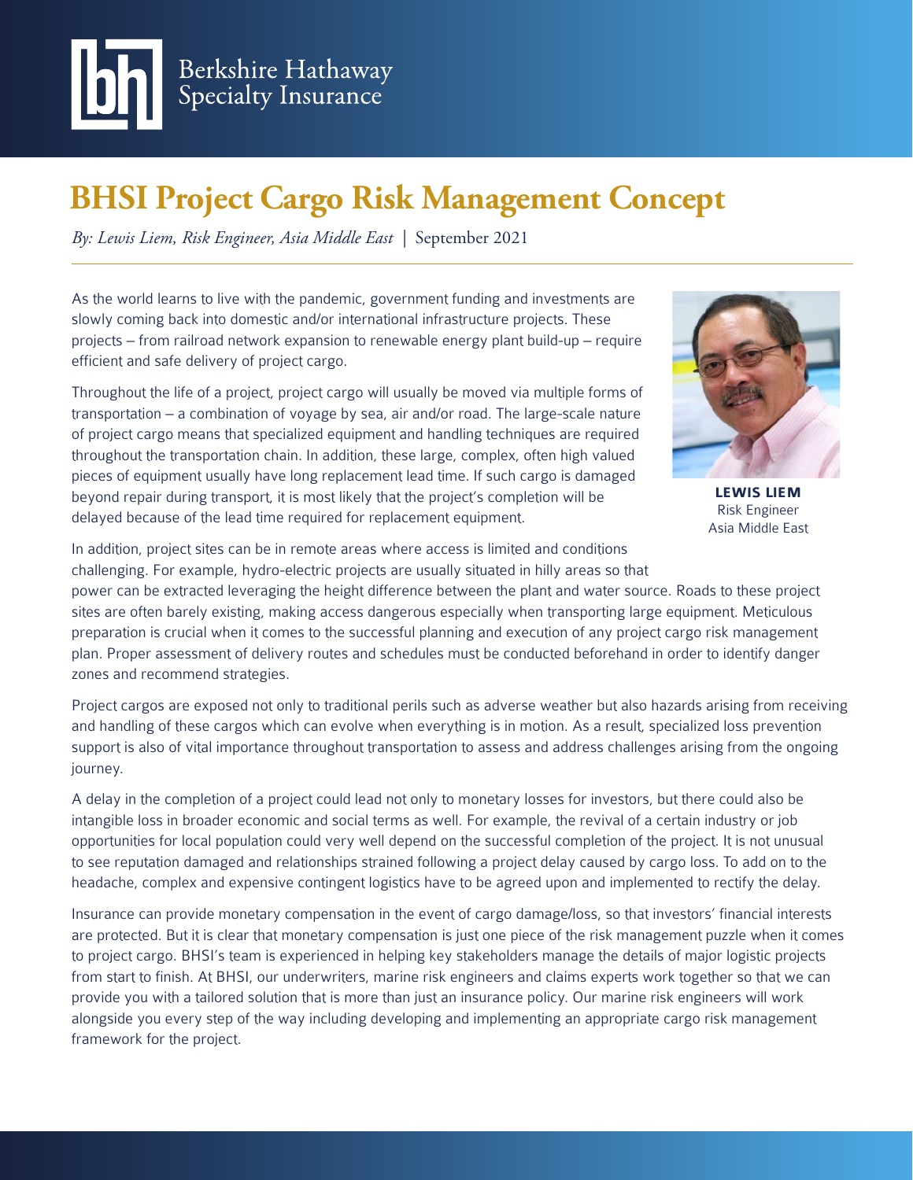Berkshire Hathaway Specialty Insurance

# BHSI Project Cargo Risk Management Concept

*By: Lewis Liem, Risk Engineer, Asia Middle East* | September 2021

As the world learns to live with the pandemic, government funding and investments are slowly coming back into domestic and/or international infrastructure projects. These projects – from railroad network expansion to renewable energy plant build-up – require efficient and safe delivery of project cargo.

Throughout the life of a project, project cargo will usually be moved via multiple forms of transportation – a combination of voyage by sea, air and/or road. The large-scale nature of project cargo means that specialized equipment and handling techniques are required throughout the transportation chain. In addition, these large, complex, often high valued pieces of equipment usually have long replacement lead time. If such cargo is damaged beyond repair during transport, it is most likely that the project's completion will be delayed because of the lead time required for replacement equipment.

**LEWIS LIEM**
Risk Engineer
Asia Middle East

In addition, project sites can be in remote areas where access is limited and conditions challenging. For example, hydro-electric projects are usually situated in hilly areas so that power can be extracted leveraging the height difference between the plant and water source. Roads to these project sites are often barely existing, making access dangerous especially when transporting large equipment. Meticulous preparation is crucial when it comes to the successful planning and execution of any project cargo risk management plan. Proper assessment of delivery routes and schedules must be conducted beforehand in order to identify danger zones and recommend strategies.

Project cargos are exposed not only to traditional perils such as adverse weather but also hazards arising from receiving and handling of these cargos which can evolve when everything is in motion. As a result, specialized loss prevention support is also of vital importance throughout transportation to assess and address challenges arising from the ongoing journey.

A delay in the completion of a project could lead not only to monetary losses for investors, but there could also be intangible loss in broader economic and social terms as well. For example, the revival of a certain industry or job opportunities for local population could very well depend on the successful completion of the project. It is not unusual to see reputation damaged and relationships strained following a project delay caused by cargo loss. To add on to the headache, complex and expensive contingent logistics have to be agreed upon and implemented to rectify the delay.

Insurance can provide monetary compensation in the event of cargo damage/loss, so that investors' financial interests are protected. But it is clear that monetary compensation is just one piece of the risk management puzzle when it comes to project cargo. BHSI's team is experienced in helping key stakeholders manage the details of major logistic projects from start to finish. At BHSI, our underwriters, marine risk engineers and claims experts work together so that we can provide you with a tailored solution that is more than just an insurance policy. Our marine risk engineers will work alongside you every step of the way including developing and implementing an appropriate cargo risk management framework for the project.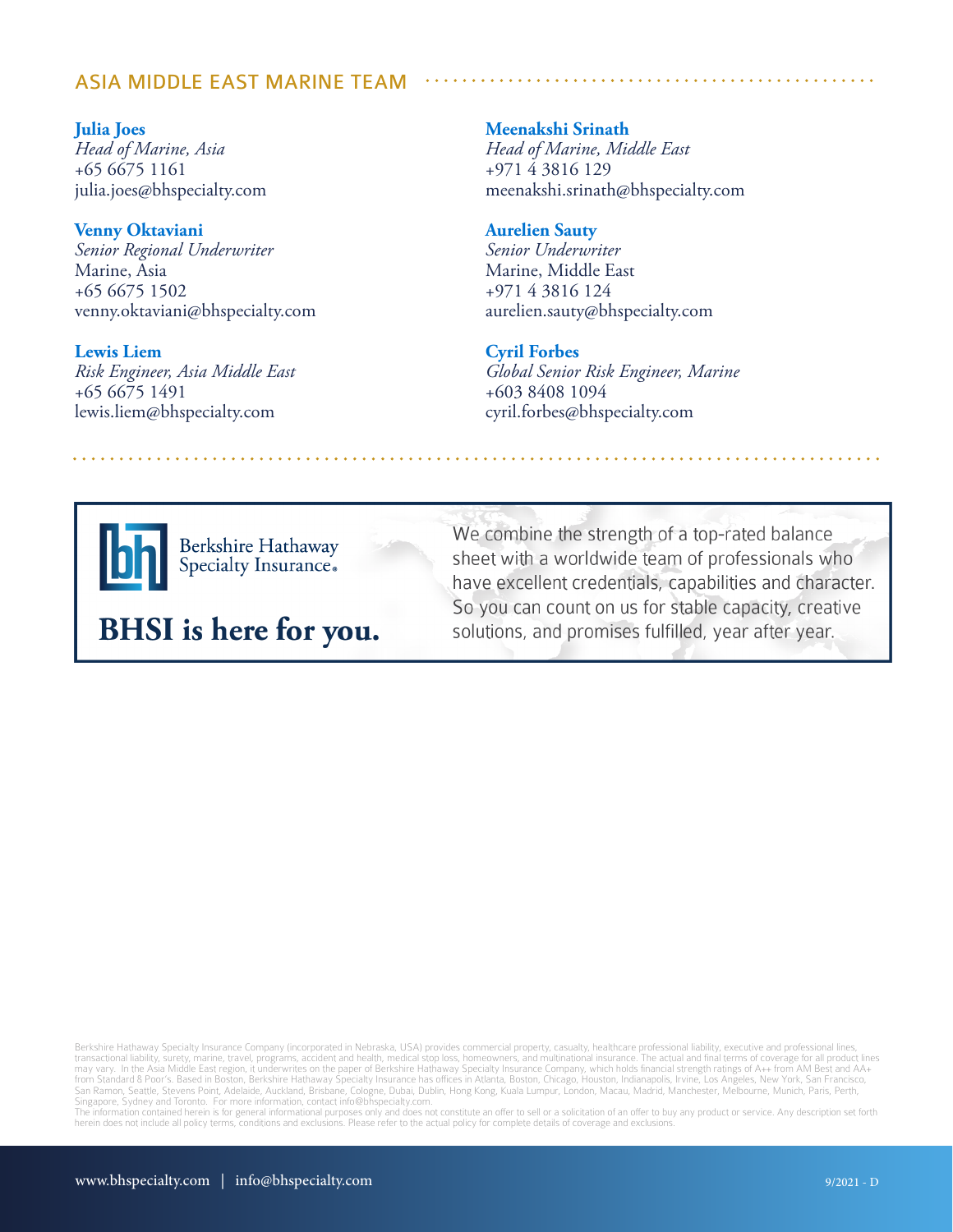## ASIA MIDDLE EAST MARINE TEAM

**Julia Joes**
*Head of Marine, Asia*
+65 6675 1161
julia.joes@bhspecialty.com

**Venny Oktaviani**
*Senior Regional Underwriter*
Marine, Asia
+65 6675 1502
venny.oktaviani@bhspecialty.com

**Lewis Liem**
*Risk Engineer, Asia Middle East*
+65 6675 1491
lewis.liem@bhspecialty.com

**Meenakshi Srinath**
*Head of Marine, Middle East*
+971 4 3816 129
meenakshi.srinath@bhspecialty.com

**Aurelien Sauty**
*Senior Underwriter*
Marine, Middle East
+971 4 3816 124
aurelien.sauty@bhspecialty.com

**Cyril Forbes**
*Global Senior Risk Engineer, Marine*
+603 8408 1094
cyril.forbes@bhspecialty.com

Berkshire Hathaway Specialty Insurance

**BHSI is here for you.**

We combine the strength of a top-rated balance sheet with a worldwide team of professionals who have excellent credentials, capabilities and character. So you can count on us for stable capacity, creative solutions, and promises fulfilled, year after year.

Berkshire Hathaway Specialty Insurance Company (incorporated in Nebraska, USA) provides commercial property, casualty, healthcare professional liability, executive and professional lines, transactional liability, surety, marine, travel, programs, accident and health, medical stop loss, homeowners, and multinational insurance. The actual and final terms of coverage for all product lines may vary. In the Asia Middle East region, it underwrites on the paper of Berkshire Hathaway Specialty Insurance Company, which holds financial strength ratings of A++ from AM Best and AA+ from Standard & Poor's. Based in Boston, Berkshire Hathaway Specialty Insurance has offices in Atlanta, Boston, Chicago, Houston, Indianapolis, Irvine, Los Angeles, New York, San Francisco, San Ramon, Seattle, Stevens Point, Adelaide, Auckland, Brisbane, Cologne, Dubai, Dublin, Hong Kong, Kuala Lumpur, London, Macau, Madrid, Manchester, Melbourne, Munich, Paris, Perth, Singapore, Sydney and Toronto. For more information, contact info@bhspecialty.com.
The information contained herein is for general informational purposes only and does not constitute an offer to sell or a solicitation of an offer to buy any product or service. Any description set forth herein does not include all policy terms, conditions and exclusions. Please refer to the actual policy for complete details of coverage and exclusions.

www.bhspecialty.com | info@bhspecialty.com

9/2021 - D